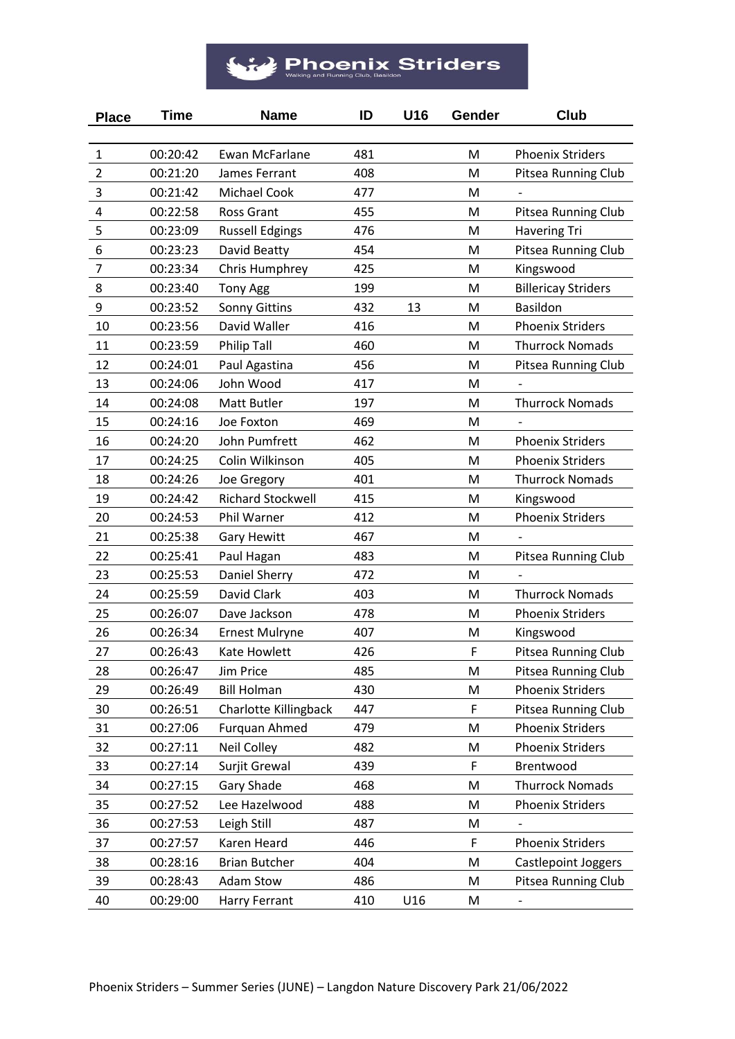# Phoenix Striders

Walking and Running Club, Basildon

| Place | Time | Name | ID | U16 | Gender | Club |
|---|---|---|---|---|---|---|
| 1 | 00:20:42 | Ewan McFarlane | 481 | | M | Phoenix Striders |
| 2 | 00:21:20 | James Ferrant | 408 | | M | Pitsea Running Club |
| 3 | 00:21:42 | Michael Cook | 477 | | M | - |
| 4 | 00:22:58 | Ross Grant | 455 | | M | Pitsea Running Club |
| 5 | 00:23:09 | Russell Edgings | 476 | | M | Havering Tri |
| 6 | 00:23:23 | David Beatty | 454 | | M | Pitsea Running Club |
| 7 | 00:23:34 | Chris Humphrey | 425 | | M | Kingswood |
| 8 | 00:23:40 | Tony Agg | 199 | | M | Billericay Striders |
| 9 | 00:23:52 | Sonny Gittins | 432 | 13 | M | Basildon |
| 10 | 00:23:56 | David Waller | 416 | | M | Phoenix Striders |
| 11 | 00:23:59 | Philip Tall | 460 | | M | Thurrock Nomads |
| 12 | 00:24:01 | Paul Agastina | 456 | | M | Pitsea Running Club |
| 13 | 00:24:06 | John Wood | 417 | | M | - |
| 14 | 00:24:08 | Matt Butler | 197 | | M | Thurrock Nomads |
| 15 | 00:24:16 | Joe Foxton | 469 | | M | - |
| 16 | 00:24:20 | John Pumfrett | 462 | | M | Phoenix Striders |
| 17 | 00:24:25 | Colin Wilkinson | 405 | | M | Phoenix Striders |
| 18 | 00:24:26 | Joe Gregory | 401 | | M | Thurrock Nomads |
| 19 | 00:24:42 | Richard Stockwell | 415 | | M | Kingswood |
| 20 | 00:24:53 | Phil Warner | 412 | | M | Phoenix Striders |
| 21 | 00:25:38 | Gary Hewitt | 467 | | M | - |
| 22 | 00:25:41 | Paul Hagan | 483 | | M | Pitsea Running Club |
| 23 | 00:25:53 | Daniel Sherry | 472 | | M | - |
| 24 | 00:25:59 | David Clark | 403 | | M | Thurrock Nomads |
| 25 | 00:26:07 | Dave Jackson | 478 | | M | Phoenix Striders |
| 26 | 00:26:34 | Ernest Mulryne | 407 | | M | Kingswood |
| 27 | 00:26:43 | Kate Howlett | 426 | | F | Pitsea Running Club |
| 28 | 00:26:47 | Jim Price | 485 | | M | Pitsea Running Club |
| 29 | 00:26:49 | Bill Holman | 430 | | M | Phoenix Striders |
| 30 | 00:26:51 | Charlotte Killingback | 447 | | F | Pitsea Running Club |
| 31 | 00:27:06 | Furquan Ahmed | 479 | | M | Phoenix Striders |
| 32 | 00:27:11 | Neil Colley | 482 | | M | Phoenix Striders |
| 33 | 00:27:14 | Surjit Grewal | 439 | | F | Brentwood |
| 34 | 00:27:15 | Gary Shade | 468 | | M | Thurrock Nomads |
| 35 | 00:27:52 | Lee Hazelwood | 488 | | M | Phoenix Striders |
| 36 | 00:27:53 | Leigh Still | 487 | | M | - |
| 37 | 00:27:57 | Karen Heard | 446 | | F | Phoenix Striders |
| 38 | 00:28:16 | Brian Butcher | 404 | | M | Castlepoint Joggers |
| 39 | 00:28:43 | Adam Stow | 486 | | M | Pitsea Running Club |
| 40 | 00:29:00 | Harry Ferrant | 410 | U16 | M | - |

Phoenix Striders – Summer Series (JUNE) – Langdon Nature Discovery Park 21/06/2022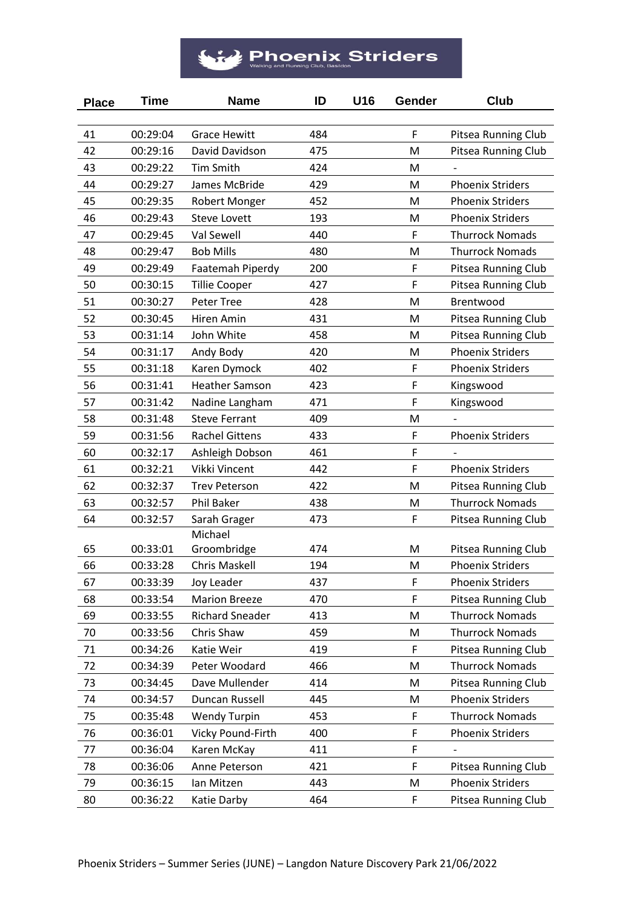# Phoenix Striders

Walking and Running Club, Basildon

| Place | Time | Name | ID | U16 | Gender | Club |
|---|---|---|---|---|---|---|
| 41 | 00:29:04 | Grace Hewitt | 484 | | F | Pitsea Running Club |
| 42 | 00:29:16 | David Davidson | 475 | | M | Pitsea Running Club |
| 43 | 00:29:22 | Tim Smith | 424 | | M | - |
| 44 | 00:29:27 | James McBride | 429 | | M | Phoenix Striders |
| 45 | 00:29:35 | Robert Monger | 452 | | M | Phoenix Striders |
| 46 | 00:29:43 | Steve Lovett | 193 | | M | Phoenix Striders |
| 47 | 00:29:45 | Val Sewell | 440 | | F | Thurrock Nomads |
| 48 | 00:29:47 | Bob Mills | 480 | | M | Thurrock Nomads |
| 49 | 00:29:49 | Faatemah Piperdy | 200 | | F | Pitsea Running Club |
| 50 | 00:30:15 | Tillie Cooper | 427 | | F | Pitsea Running Club |
| 51 | 00:30:27 | Peter Tree | 428 | | M | Brentwood |
| 52 | 00:30:45 | Hiren Amin | 431 | | M | Pitsea Running Club |
| 53 | 00:31:14 | John White | 458 | | M | Pitsea Running Club |
| 54 | 00:31:17 | Andy Body | 420 | | M | Phoenix Striders |
| 55 | 00:31:18 | Karen Dymock | 402 | | F | Phoenix Striders |
| 56 | 00:31:41 | Heather Samson | 423 | | F | Kingswood |
| 57 | 00:31:42 | Nadine Langham | 471 | | F | Kingswood |
| 58 | 00:31:48 | Steve Ferrant | 409 | | M | - |
| 59 | 00:31:56 | Rachel Gittens | 433 | | F | Phoenix Striders |
| 60 | 00:32:17 | Ashleigh Dobson | 461 | | F | - |
| 61 | 00:32:21 | Vikki Vincent | 442 | | F | Phoenix Striders |
| 62 | 00:32:37 | Trev Peterson | 422 | | M | Pitsea Running Club |
| 63 | 00:32:57 | Phil Baker | 438 | | M | Thurrock Nomads |
| 64 | 00:32:57 | Sarah Grager | 473 | | F | Pitsea Running Club |
| 65 | 00:33:01 | Michael Groombridge | 474 | | M | Pitsea Running Club |
| 66 | 00:33:28 | Chris Maskell | 194 | | M | Phoenix Striders |
| 67 | 00:33:39 | Joy Leader | 437 | | F | Phoenix Striders |
| 68 | 00:33:54 | Marion Breeze | 470 | | F | Pitsea Running Club |
| 69 | 00:33:55 | Richard Sneader | 413 | | M | Thurrock Nomads |
| 70 | 00:33:56 | Chris Shaw | 459 | | M | Thurrock Nomads |
| 71 | 00:34:26 | Katie Weir | 419 | | F | Pitsea Running Club |
| 72 | 00:34:39 | Peter Woodard | 466 | | M | Thurrock Nomads |
| 73 | 00:34:45 | Dave Mullender | 414 | | M | Pitsea Running Club |
| 74 | 00:34:57 | Duncan Russell | 445 | | M | Phoenix Striders |
| 75 | 00:35:48 | Wendy Turpin | 453 | | F | Thurrock Nomads |
| 76 | 00:36:01 | Vicky Pound-Firth | 400 | | F | Phoenix Striders |
| 77 | 00:36:04 | Karen McKay | 411 | | F | - |
| 78 | 00:36:06 | Anne Peterson | 421 | | F | Pitsea Running Club |
| 79 | 00:36:15 | Ian Mitzen | 443 | | M | Phoenix Striders |
| 80 | 00:36:22 | Katie Darby | 464 | | F | Pitsea Running Club |

Phoenix Striders – Summer Series (JUNE) – Langdon Nature Discovery Park 21/06/2022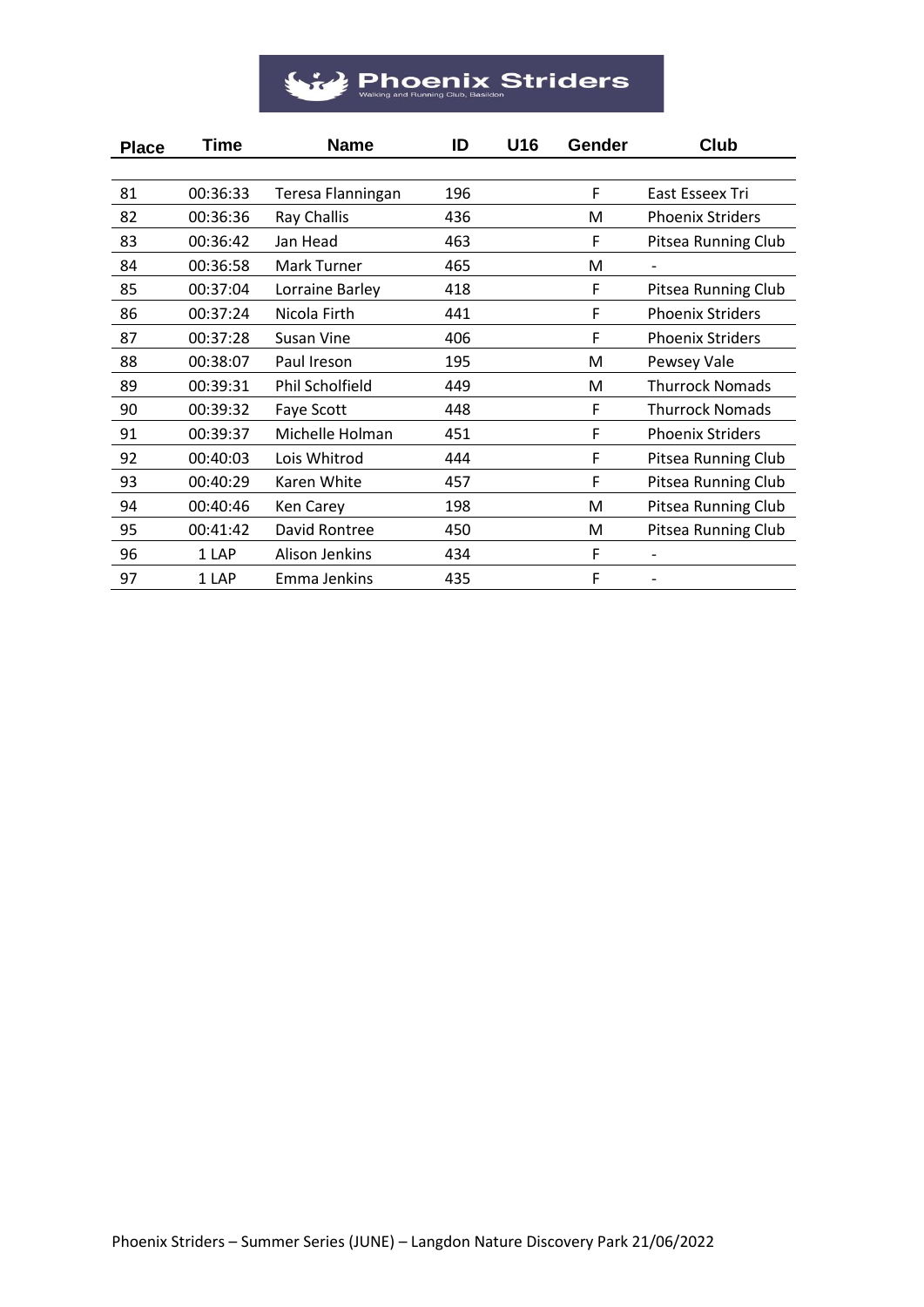Phoenix Striders

Walking and Running Club, Basildon

| Place | Time | Name | ID | U16 | Gender | Club |
|---|---|---|---|---|---|---|
| 81 | 00:36:33 | Teresa Flanningan | 196 | | F | East Esseex Tri |
| 82 | 00:36:36 | Ray Challis | 436 | | M | Phoenix Striders |
| 83 | 00:36:42 | Jan Head | 463 | | F | Pitsea Running Club |
| 84 | 00:36:58 | Mark Turner | 465 | | M | - |
| 85 | 00:37:04 | Lorraine Barley | 418 | | F | Pitsea Running Club |
| 86 | 00:37:24 | Nicola Firth | 441 | | F | Phoenix Striders |
| 87 | 00:37:28 | Susan Vine | 406 | | F | Phoenix Striders |
| 88 | 00:38:07 | Paul Ireson | 195 | | M | Pewsey Vale |
| 89 | 00:39:31 | Phil Scholfield | 449 | | M | Thurrock Nomads |
| 90 | 00:39:32 | Faye Scott | 448 | | F | Thurrock Nomads |
| 91 | 00:39:37 | Michelle Holman | 451 | | F | Phoenix Striders |
| 92 | 00:40:03 | Lois Whitrod | 444 | | F | Pitsea Running Club |
| 93 | 00:40:29 | Karen White | 457 | | F | Pitsea Running Club |
| 94 | 00:40:46 | Ken Carey | 198 | | M | Pitsea Running Club |
| 95 | 00:41:42 | David Rontree | 450 | | M | Pitsea Running Club |
| 96 | 1 LAP | Alison Jenkins | 434 | | F | - |
| 97 | 1 LAP | Emma Jenkins | 435 | | F | - |

Phoenix Striders – Summer Series (JUNE) – Langdon Nature Discovery Park 21/06/2022